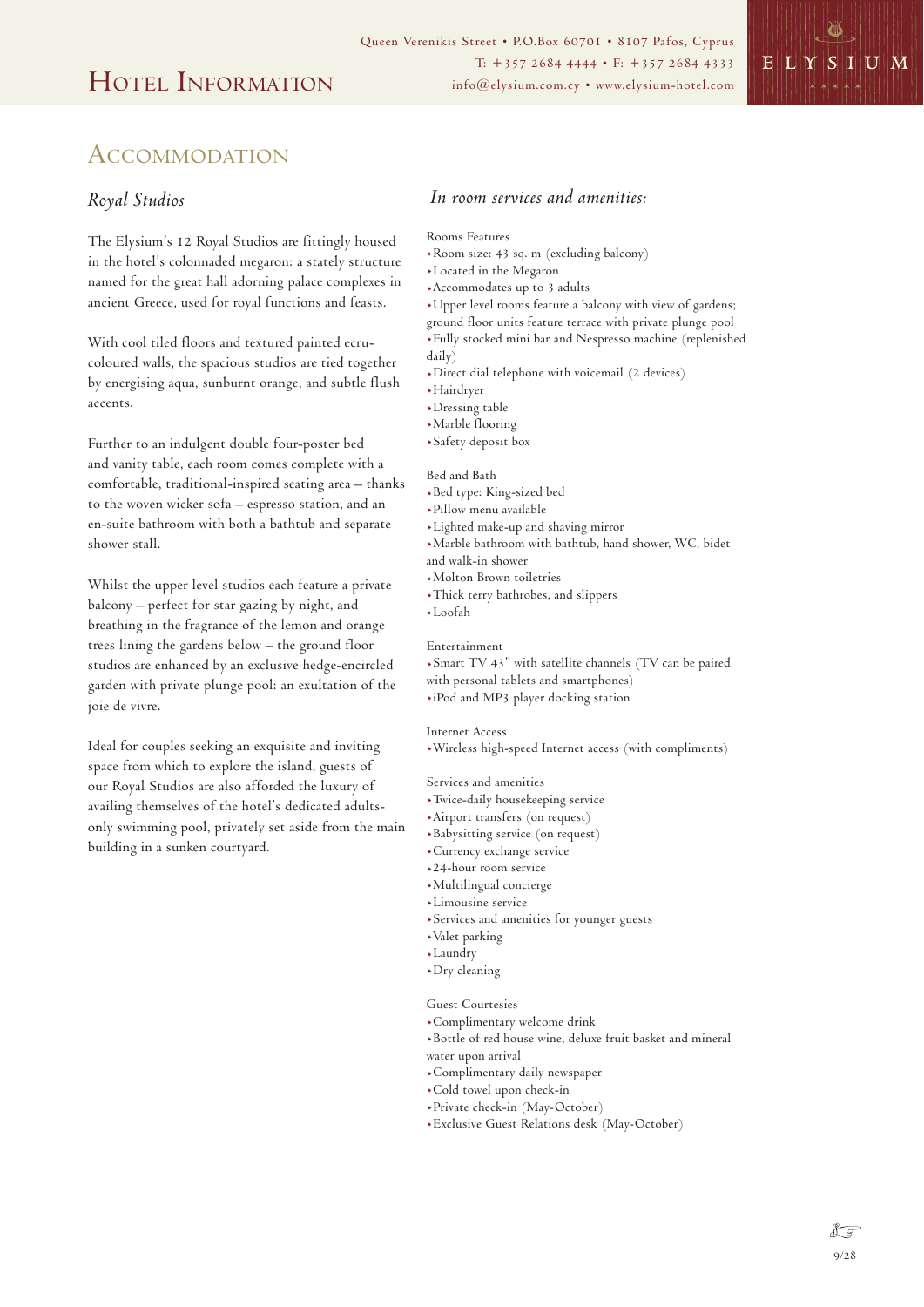# Hotel Information

Queen Verenikis Street • P.O.Box 60701 • 8107 Pafos, Cyprus
T: +357 2684 4444 • F: +357 2684 4333
info@elysium.com.cy • www.elysium-hotel.com

## Accommodation

### *Royal Studios*

The Elysium's 12 Royal Studios are fittingly housed in the hotel's colonnaded megaron: a stately structure named for the great hall adorning palace complexes in ancient Greece, used for royal functions and feasts.

With cool tiled floors and textured painted ecru-coloured walls, the spacious studios are tied together by energising aqua, sunburnt orange, and subtle flush accents.

Further to an indulgent double four-poster bed and vanity table, each room comes complete with a comfortable, traditional-inspired seating area – thanks to the woven wicker sofa – espresso station, and an en-suite bathroom with both a bathtub and separate shower stall.

Whilst the upper level studios each feature a private balcony – perfect for star gazing by night, and breathing in the fragrance of the lemon and orange trees lining the gardens below – the ground floor studios are enhanced by an exclusive hedge-encircled garden with private plunge pool: an exultation of the joie de vivre.

Ideal for couples seeking an exquisite and inviting space from which to explore the island, guests of our Royal Studios are also afforded the luxury of availing themselves of the hotel's dedicated adults-only swimming pool, privately set aside from the main building in a sunken courtyard.

### *In room services and amenities:*

Rooms Features

- Room size: 43 sq. m (excluding balcony)
- Located in the Megaron
- Accommodates up to 3 adults
- Upper level rooms feature a balcony with view of gardens; ground floor units feature terrace with private plunge pool
- Fully stocked mini bar and Nespresso machine (replenished daily)
- Direct dial telephone with voicemail (2 devices)
- Hairdryer
- Dressing table
- Marble flooring
- Safety deposit box

Bed and Bath

- Bed type: King-sized bed
- Pillow menu available
- Lighted make-up and shaving mirror
- Marble bathroom with bathtub, hand shower, WC, bidet and walk-in shower
- Molton Brown toiletries
- Thick terry bathrobes, and slippers
- Loofah

Entertainment

- Smart TV 43" with satellite channels (TV can be paired with personal tablets and smartphones)
- iPod and MP3 player docking station

Internet Access

- Wireless high-speed Internet access (with compliments)

Services and amenities

- Twice-daily housekeeping service
- Airport transfers (on request)
- Babysitting service (on request)
- Currency exchange service
- 24-hour room service
- Multilingual concierge
- Limousine service
- Services and amenities for younger guests
- Valet parking
- Laundry
- Dry cleaning

Guest Courtesies

- Complimentary welcome drink
- Bottle of red house wine, deluxe fruit basket and mineral water upon arrival
- Complimentary daily newspaper
- Cold towel upon check-in
- Private check-in (May-October)
- Exclusive Guest Relations desk (May-October)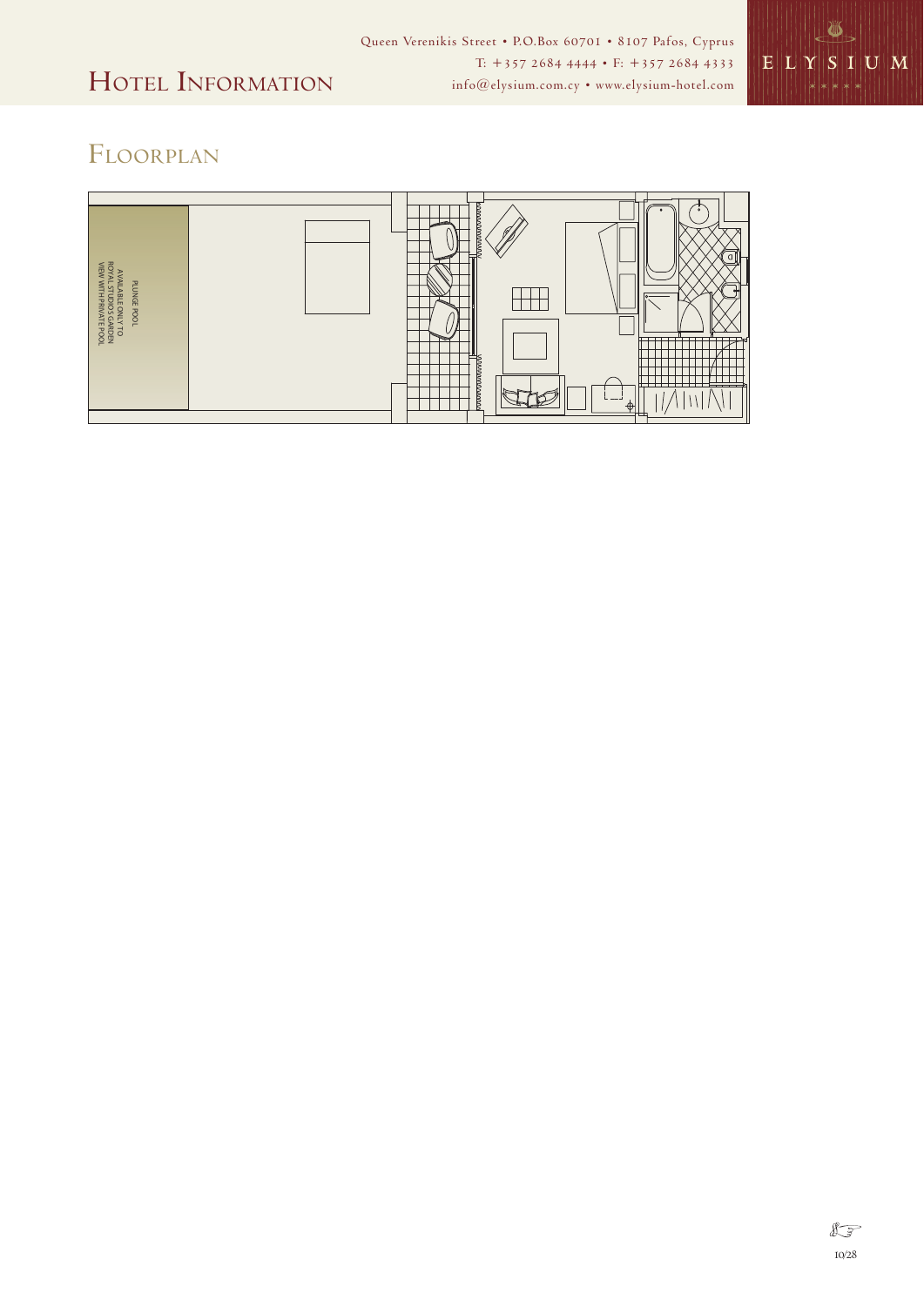# Hotel Information

Queen Verenikis Street • P.O.Box 60701 • 8107 Pafos, Cyprus
T: +357 2684 4444 • F: +357 2684 4333
info@elysium.com.cy • www.elysium-hotel.com

## Floorplan

PLUNGE POOL
AVAILABLE ONLY TO
ROYAL STUDIOS GARDEN
VIEW WITH PRIVATE POOL